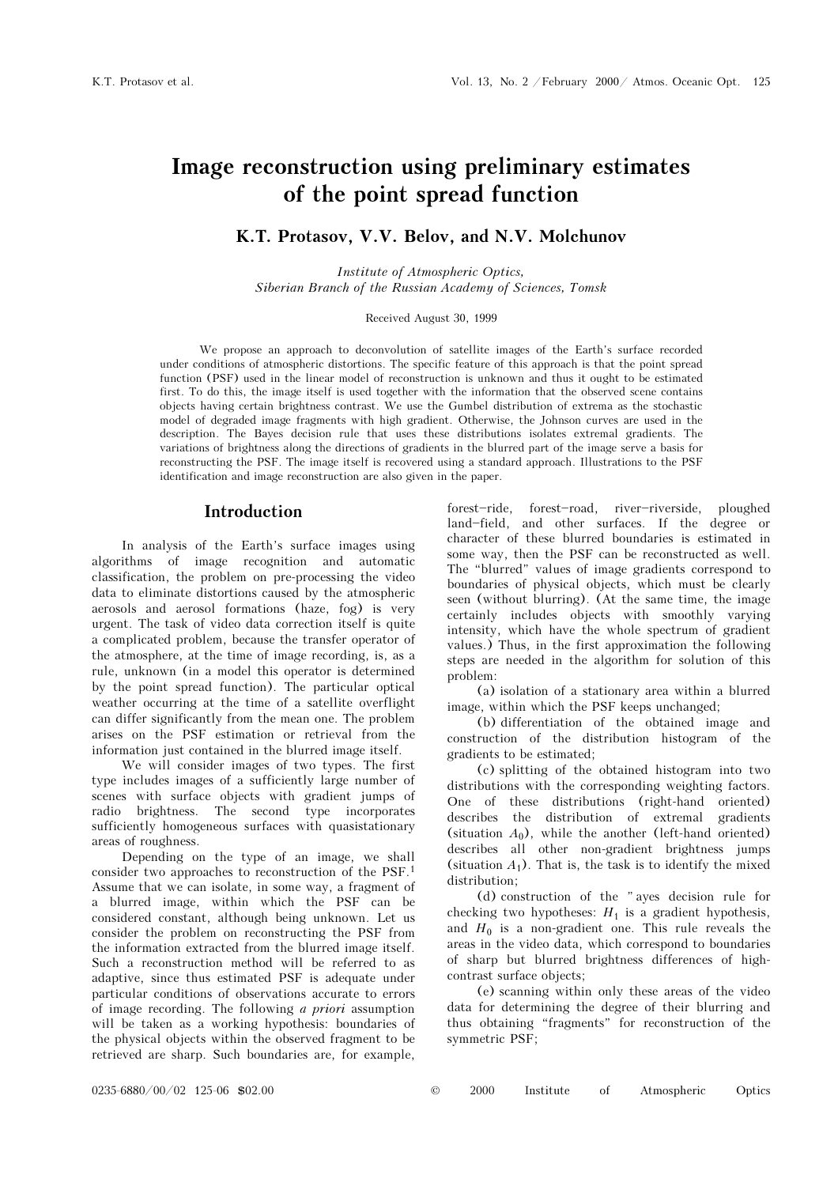# Image reconstruction using preliminary estimates of the point spread function

## K.T. Protasov, V.V. Belov, and N.V. Molchunov

*Institute of Atmospheric Optics, Siberian Branch of the Russian Academy of Sciences, Tomsk*

Received August 30, 1999

We propose an approach to deconvolution of satellite images of the Earth's surface recorded under conditions of atmospheric distortions. The specific feature of this approach is that the point spread function (PSF) used in the linear model of reconstruction is unknown and thus it ought to be estimated first. To do this, the image itself is used together with the information that the observed scene contains objects having certain brightness contrast. We use the Gumbel distribution of extrema as the stochastic model of degraded image fragments with high gradient. Otherwise, the Johnson curves are used in the description. The Bayes decision rule that uses these distributions isolates extremal gradients. The variations of brightness along the directions of gradients in the blurred part of the image serve a basis for reconstructing the PSF. The image itself is recovered using a standard approach. Illustrations to the PSF identification and image reconstruction are also given in the paper.

## Introduction

In analysis of the Earth's surface images using algorithms of image recognition and automatic classification, the problem on pre-processing the video data to eliminate distortions caused by the atmospheric aerosols and aerosol formations (haze, fog) is very urgent. The task of video data correction itself is quite a complicated problem, because the transfer operator of the atmosphere, at the time of image recording, is, as a rule, unknown (in a model this operator is determined by the point spread function). The particular optical weather occurring at the time of a satellite overflight can differ significantly from the mean one. The problem arises on the PSF estimation or retrieval from the information just contained in the blurred image itself.

We will consider images of two types. The first type includes images of a sufficiently large number of scenes with surface objects with gradient jumps of radio brightness. The second type incorporates sufficiently homogeneous surfaces with quasistationary areas of roughness.

Depending on the type of an image, we shall consider two approaches to reconstruction of the PSF.[1] Assume that we can isolate, in some way, a fragment of a blurred image, within which the PSF can be considered constant, although being unknown. Let us consider the problem on reconstructing the PSF from the information extracted from the blurred image itself. Such a reconstruction method will be referred to as adaptive, since thus estimated PSF is adequate under particular conditions of observations accurate to errors of image recording. The following *a priori* assumption will be taken as a working hypothesis: boundaries of the physical objects within the observed fragment to be retrieved are sharp. Such boundaries are, for example, forest–ride, forest–road, river–riverside, ploughed land–field, and other surfaces. If the degree or character of these blurred boundaries is estimated in some way, then the PSF can be reconstructed as well. The "blurred" values of image gradients correspond to boundaries of physical objects, which must be clearly seen (without blurring). (At the same time, the image certainly includes objects with smoothly varying intensity, which have the whole spectrum of gradient values.) Thus, in the first approximation the following steps are needed in the algorithm for solution of this problem:

(a) isolation of a stationary area within a blurred image, within which the PSF keeps unchanged;

(b) differentiation of the obtained image and construction of the distribution histogram of the gradients to be estimated;

(c) splitting of the obtained histogram into two distributions with the corresponding weighting factors. One of these distributions (right-hand oriented) describes the distribution of extremal gradients (situation $A_0$), while the another (left-hand oriented) describes all other non-gradient brightness jumps (situation $A_1$). That is, the task is to identify the mixed distribution;

(d) construction of the "ayes decision rule for checking two hypotheses: $H_1$ is a gradient hypothesis, and $H_0$ is a non-gradient one. This rule reveals the areas in the video data, which correspond to boundaries of sharp but blurred brightness differences of high-contrast surface objects;

(e) scanning within only these areas of the video data for determining the degree of their blurring and thus obtaining "fragments" for reconstruction of the symmetric PSF;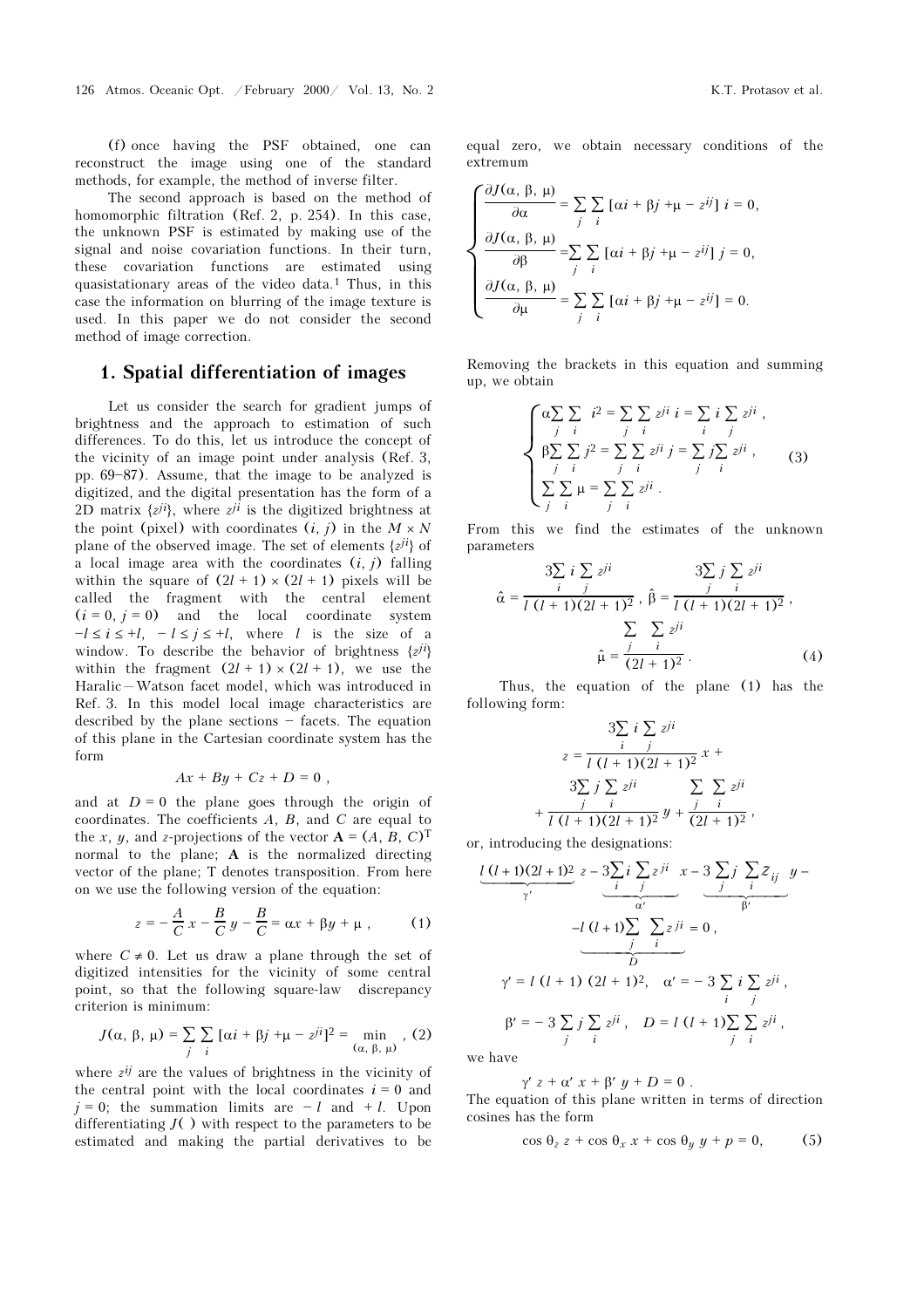(f) once having the PSF obtained, one can reconstruct the image using one of the standard methods, for example, the method of inverse filter.

The second approach is based on the method of homomorphic filtration (Ref. 2, p. 254). In this case, the unknown PSF is estimated by making use of the signal and noise covariation functions. In their turn, these covariation functions are estimated using quasistationary areas of the video data.[1] Thus, in this case the information on blurring of the image texture is used. In this paper we do not consider the second method of image correction.

## 1. Spatial differentiation of images

Let us consider the search for gradient jumps of brightness and the approach to estimation of such differences. To do this, let us introduce the concept of the vicinity of an image point under analysis (Ref. 3, pp. 69–87). Assume, that the image to be analyzed is digitized, and the digital presentation has the form of a 2D matrix $\{z^{ji}\}$, where $z^{ji}$ is the digitized brightness at the point (pixel) with coordinates $(i, j)$ in the $M \times N$ plane of the observed image. The set of elements $\{z^{ji}\}$ of a local image area with the coordinates $(i, j)$ falling within the square of $(2l + 1) \times (2l + 1)$ pixels will be called the fragment with the central element $(i = 0, j = 0)$ and the local coordinate system $-l \le i \le +l$, $-l \le j \le +l$, where $l$ is the size of a window. To describe the behavior of brightness $\{z^{ji}\}$ within the fragment $(2l + 1) \times (2l + 1)$, we use the Haralic–Watson facet model, which was introduced in Ref. 3. In this model local image characteristics are described by the plane sections – facets. The equation of this plane in the Cartesian coordinate system has the form

$$Ax + By + Cz + D = 0 ,$$

and at $D = 0$ the plane goes through the origin of coordinates. The coefficients $A$, $B$, and $C$ are equal to the $x$, $y$, and $z$-projections of the vector $\mathbf{A} = (A, B, C)^{\mathrm{T}}$ normal to the plane; $\mathbf{A}$ is the normalized directing vector of the plane; T denotes transposition. From here on we use the following version of the equation:

$$z = -\frac{A}{C}x - \frac{B}{C}y - \frac{B}{C} = \alpha x + \beta y + \mu , \qquad (1)$$

where $C \ne 0$. Let us draw a plane through the set of digitized intensities for the vicinity of some central point, so that the following square-law discrepancy criterion is minimum:

$$J(\alpha, \beta, \mu) = \sum_j \sum_i [\alpha i + \beta j + \mu - z^{ji}]^2 = \min_{(\alpha, \beta, \mu)} , \qquad (2)$$

where $z^{ij}$ are the values of brightness in the vicinity of the central point with the local coordinates $i = 0$ and $j = 0$; the summation limits are $-l$ and $+l$. Upon differentiating $J(\ )$ with respect to the parameters to be estimated and making the partial derivatives to be equal zero, we obtain necessary conditions of the extremum

$$\begin{cases} \dfrac{\partial J(\alpha, \beta, \mu)}{\partial \alpha} = \sum\limits_j \sum\limits_i [\alpha i + \beta j + \mu - z^{ij}]\, i = 0, \\ \dfrac{\partial J(\alpha, \beta, \mu)}{\partial \beta} = \sum\limits_j \sum\limits_i [\alpha i + \beta j + \mu - z^{ij}]\, j = 0, \\ \dfrac{\partial J(\alpha, \beta, \mu)}{\partial \mu} = \sum\limits_j \sum\limits_i [\alpha i + \beta j + \mu - z^{ij}] = 0. \end{cases}$$

Removing the brackets in this equation and summing up, we obtain

$$\begin{cases} \alpha \sum\limits_j \sum\limits_i i^2 = \sum\limits_j \sum\limits_i z^{ji}\, i = \sum\limits_i i \sum\limits_j z^{ji} , \\ \beta \sum\limits_j \sum\limits_i j^2 = \sum\limits_j \sum\limits_i z^{ji}\, j = \sum\limits_j j \sum\limits_i z^{ji} , \\ \sum\limits_j \sum\limits_i \mu = \sum\limits_j \sum\limits_i z^{ji} . \end{cases} \qquad (3)$$

From this we find the estimates of the unknown parameters

$$\hat{\alpha} = \frac{3\sum\limits_i i \sum\limits_j z^{ji}}{l\,(l + 1)(2l + 1)^2} , \quad \hat{\beta} = \frac{3\sum\limits_j j \sum\limits_i z^{ji}}{l\,(l + 1)(2l + 1)^2} ,$$

$$\hat{\mu} = \frac{\sum\limits_j \sum\limits_i z^{ji}}{(2l + 1)^2} . \qquad (4)$$

Thus, the equation of the plane (1) has the following form:

$$z = \frac{3\sum\limits_i i \sum\limits_j z^{ji}}{l\,(l + 1)(2l + 1)^2}\, x + \frac{3\sum\limits_j j \sum\limits_i z^{ji}}{l\,(l + 1)(2l + 1)^2}\, y + \frac{\sum\limits_j \sum\limits_i z^{ji}}{(2l + 1)^2} ,$$

or, introducing the designations:

$$\underbrace{l\,(l+1)(2l+1)^2}_{\gamma'}\, z - \underbrace{3\sum_i i \sum_j z^{ji}}_{\alpha'}\, x - \underbrace{3\sum_j j \sum_i z_{ij}}_{\beta'}\, y - \underbrace{l\,(l+1)\sum_j \sum_i z^{ji}}_{D} = 0 ,$$

$$\gamma' = l\,(l + 1)\,(2l + 1)^2, \quad \alpha' = -\,3 \sum_i i \sum_j z^{ji} ,$$

$$\beta' = -\,3 \sum_j j \sum_i z^{ji} , \quad D = l\,(l + 1) \sum_j \sum_i z^{ji} ,$$

we have

$$\gamma' z + \alpha' x + \beta' y + D = 0 .$$

The equation of this plane written in terms of direction cosines has the form

$$\cos\theta_z\, z + \cos\theta_x\, x + \cos\theta_y\, y + p = 0, \qquad (5)$$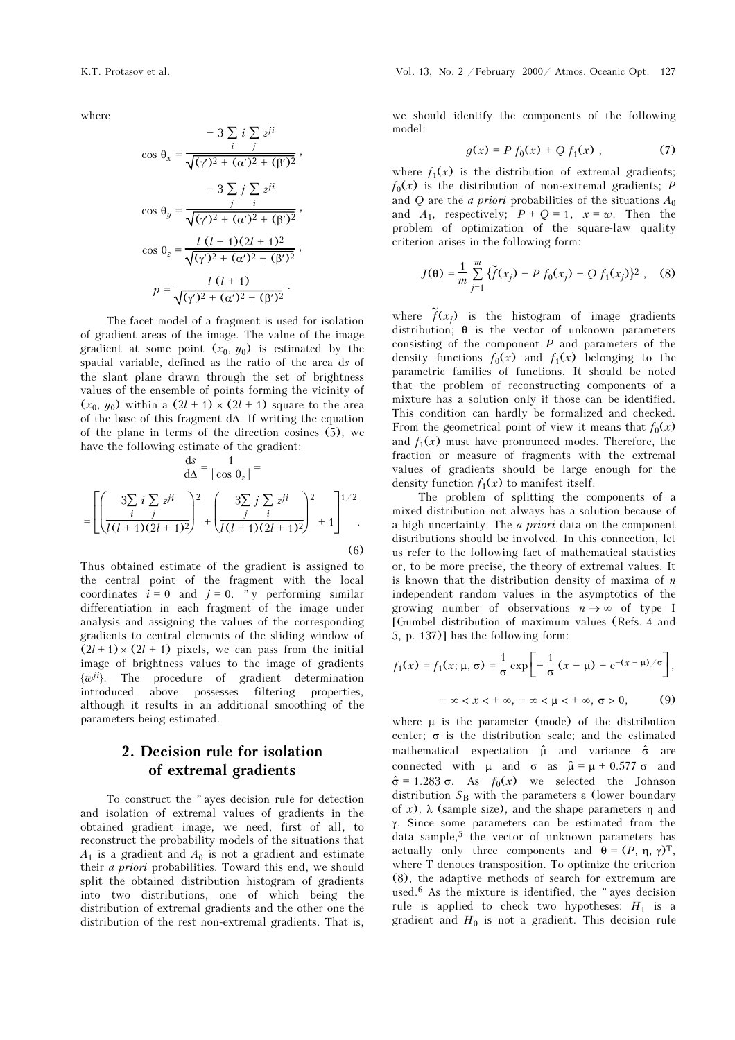where

$$\cos\theta_x = \frac{-3\sum_i i \sum_j z^{ji}}{\sqrt{(\gamma')^2 + (\alpha')^2 + (\beta')^2}},$$

$$\cos\theta_y = \frac{-3\sum_j j \sum_i z^{ji}}{\sqrt{(\gamma')^2 + (\alpha')^2 + (\beta')^2}},$$

$$\cos\theta_z = \frac{l\,(l+1)(2l+1)^2}{\sqrt{(\gamma')^2 + (\alpha')^2 + (\beta')^2}},$$

$$p = \frac{l\,(l+1)}{\sqrt{(\gamma')^2 + (\alpha')^2 + (\beta')^2}}.$$

The facet model of a fragment is used for isolation of gradient areas of the image. The value of the image gradient at some point $(x_0, y_0)$ is estimated by the spatial variable, defined as the ratio of the area $ds$ of the slant plane drawn through the set of brightness values of the ensemble of points forming the vicinity of $(x_0, y_0)$ within a $(2l + 1) \times (2l + 1)$ square to the area of the base of this fragment $d\Delta$. If writing the equation of the plane in terms of the direction cosines (5), we have the following estimate of the gradient:

$$\frac{ds}{d\Delta} = \frac{1}{|\cos\theta_z|} =$$

$$= \left[\left(\frac{3\sum_i i \sum_j z^{ji}}{l\,(l+1)(2l+1)^2}\right)^2 + \left(\frac{3\sum_j j \sum_i z^{ji}}{l\,(l+1)(2l+1)^2}\right)^2 + 1\right]^{1/2}. \tag{6}$$

Thus obtained estimate of the gradient is assigned to the central point of the fragment with the local coordinates $i = 0$ and $j = 0$. By performing similar differentiation in each fragment of the image under analysis and assigning the values of the corresponding gradients to central elements of the sliding window of $(2l+1) \times (2l+1)$ pixels, we can pass from the initial image of brightness values to the image of gradients $\{w^{ji}\}$. The procedure of gradient determination introduced above possesses filtering properties, although it results in an additional smoothing of the parameters being estimated.

## 2. Decision rule for isolation of extremal gradients

To construct the Bayes decision rule for detection and isolation of extremal values of gradients in the obtained gradient image, we need, first of all, to reconstruct the probability models of the situations that $A_1$ is a gradient and $A_0$ is not a gradient and estimate their *a priori* probabilities. Toward this end, we should split the obtained distribution histogram of gradients into two distributions, one of which being the distribution of extremal gradients and the other one the distribution of the rest non-extremal gradients. That is, we should identify the components of the following model:

$$g(x) = P\,f_0(x) + Q\,f_1(x)\,, \tag{7}$$

where $f_1(x)$ is the distribution of extremal gradients; $f_0(x)$ is the distribution of non-extremal gradients; $P$ and $Q$ are the *a priori* probabilities of the situations $A_0$ and $A_1$, respectively; $P + Q = 1$, $x = w$. Then the problem of optimization of the square-law quality criterion arises in the following form:

$$J(\theta) = \frac{1}{m}\sum_{j=1}^{m}\{\tilde{f}(x_j) - P\,f_0(x_j) - Q\,f_1(x_j)\}^2\,, \tag{8}$$

where $\tilde{f}(x_j)$ is the histogram of image gradients distribution; $\theta$ is the vector of unknown parameters consisting of the component $P$ and parameters of the density functions $f_0(x)$ and $f_1(x)$ belonging to the parametric families of functions. It should be noted that the problem of reconstructing components of a mixture has a solution only if those can be identified. This condition can hardly be formalized and checked. From the geometrical point of view it means that $f_0(x)$ and $f_1(x)$ must have pronounced modes. Therefore, the fraction or measure of fragments with the extremal values of gradients should be large enough for the density function $f_1(x)$ to manifest itself.

The problem of splitting the components of a mixed distribution not always has a solution because of a high uncertainty. The *a priori* data on the component distributions should be involved. In this connection, let us refer to the following fact of mathematical statistics or, to be more precise, the theory of extremal values. It is known that the distribution density of maxima of $n$ independent random values in the asymptotics of the growing number of observations $n \to \infty$ of type I [Gumbel distribution of maximum values (Refs. 4 and 5, p. 137)] has the following form:

$$f_1(x) = f_1(x; \mu, \sigma) = \frac{1}{\sigma}\exp\left[-\frac{1}{\sigma}(x - \mu) - e^{-(x-\mu)/\sigma}\right],$$

$$-\infty < x < +\infty,\; -\infty < \mu < +\infty,\; \sigma > 0, \tag{9}$$

where $\mu$ is the parameter (mode) of the distribution center; $\sigma$ is the distribution scale; and the estimated mathematical expectation $\hat{\mu}$ and variance $\hat{\sigma}$ are connected with $\mu$ and $\sigma$ as $\hat{\mu} = \mu + 0.577\,\sigma$ and $\hat{\sigma} = 1.283\,\sigma$. As $f_0(x)$ we selected the Johnson distribution $S_B$ with the parameters $\varepsilon$ (lower boundary of $x$), $\lambda$ (sample size), and the shape parameters $\eta$ and $\gamma$. Since some parameters can be estimated from the data sample,[5] the vector of unknown parameters has actually only three components and $\theta = (P, \eta, \gamma)^T$, where T denotes transposition. To optimize the criterion (8), the adaptive methods of search for extremum are used.[6] As the mixture is identified, the Bayes decision rule is applied to check two hypotheses: $H_1$ is a gradient and $H_0$ is not a gradient. This decision rule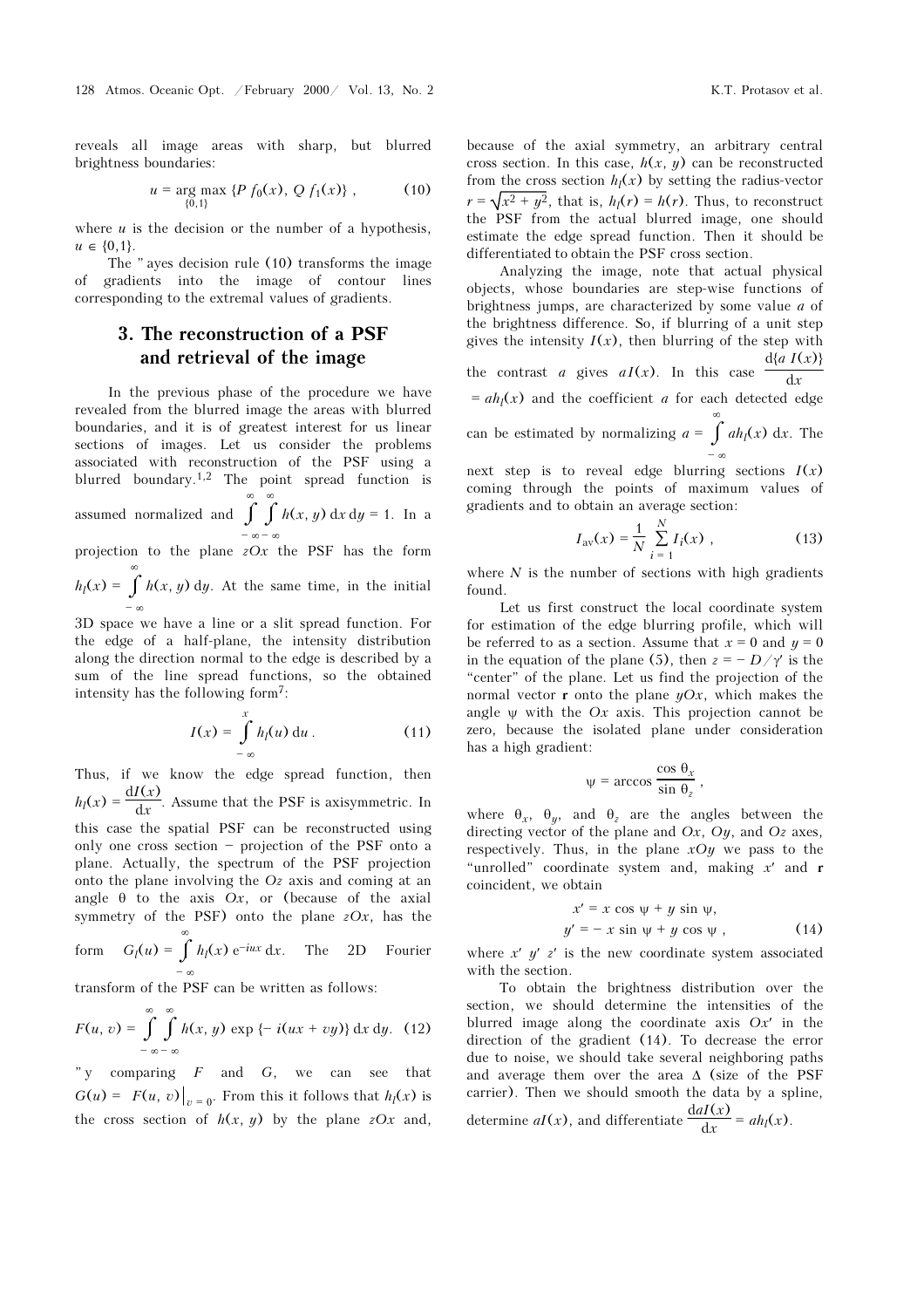reveals all image areas with sharp, but blurred brightness boundaries:

$$u = \arg\max_{\{0,1\}} \{P\, f_0(x),\, Q\, f_1(x)\}\ , \tag{10}$$

where $u$ is the decision or the number of a hypothesis, $u \in \{0,1\}$.

The "ayes decision rule (10) transforms the image of gradients into the image of contour lines corresponding to the extremal values of gradients.

## 3. The reconstruction of a PSF and retrieval of the image

In the previous phase of the procedure we have revealed from the blurred image the areas with blurred boundaries, and it is of greatest interest for us linear sections of images. Let us consider the problems associated with reconstruction of the PSF using a blurred boundary.[1,2] The point spread function is assumed normalized and $\int\limits_{-\infty}^{\infty}\int\limits_{-\infty}^{\infty} h(x, y)\, \mathrm{d}x\, \mathrm{d}y = 1$. In a projection to the plane $zOx$ the PSF has the form $h_l(x) = \int\limits_{-\infty}^{\infty} h(x, y)\, \mathrm{d}y$. At the same time, in the initial 3D space we have a line or a slit spread function. For the edge of a half-plane, the intensity distribution along the direction normal to the edge is described by a sum of the line spread functions, so the obtained intensity has the following form[7]:

$$I(x) = \int\limits_{-\infty}^{x} h_l(u)\, \mathrm{d}u\ . \tag{11}$$

Thus, if we know the edge spread function, then $h_l(x) = \dfrac{\mathrm{d}I(x)}{\mathrm{d}x}$. Assume that the PSF is axisymmetric. In this case the spatial PSF can be reconstructed using only one cross section – projection of the PSF onto a plane. Actually, the spectrum of the PSF projection onto the plane involving the $Oz$ axis and coming at an angle $\theta$ to the axis $Ox$, or (because of the axial symmetry of the PSF) onto the plane $zOx$, has the form $G_l(u) = \int\limits_{-\infty}^{\infty} h_l(x)\, \mathrm{e}^{-iux}\, \mathrm{d}x$. The 2D Fourier transform of the PSF can be written as follows:

$$F(u, v) = \int\limits_{-\infty}^{\infty}\int\limits_{-\infty}^{\infty} h(x, y)\, \exp\{-\, i(ux + vy)\}\, \mathrm{d}x\, \mathrm{d}y. \tag{12}$$

"y comparing $F$ and $G$, we can see that $G(u) = F(u, v)\big|_{v=0}$. From this it follows that $h_l(x)$ is the cross section of $h(x, y)$ by the plane $zOx$ and, because of the axial symmetry, an arbitrary central cross section. In this case, $h(x, y)$ can be reconstructed from the cross section $h_l(x)$ by setting the radius-vector $r = \sqrt{x^2 + y^2}$, that is, $h_l(r) = h(r)$. Thus, to reconstruct the PSF from the actual blurred image, one should estimate the edge spread function. Then it should be differentiated to obtain the PSF cross section.

Analyzing the image, note that actual physical objects, whose boundaries are step-wise functions of brightness jumps, are characterized by some value $a$ of the brightness difference. So, if blurring of a unit step gives the intensity $I(x)$, then blurring of the step with the contrast $a$ gives $aI(x)$. In this case $\dfrac{\mathrm{d}\{a\, I(x)\}}{\mathrm{d}x} = ah_l(x)$ and the coefficient $a$ for each detected edge can be estimated by normalizing $a = \int\limits_{-\infty}^{\infty} ah_l(x)\, \mathrm{d}x$. The next step is to reveal edge blurring sections $I(x)$ coming through the points of maximum values of gradients and to obtain an average section:

$$I_{\mathrm{av}}(x) = \frac{1}{N} \sum_{i=1}^{N} I_i(x)\ , \tag{13}$$

where $N$ is the number of sections with high gradients found.

Let us first construct the local coordinate system for estimation of the edge blurring profile, which will be referred to as a section. Assume that $x = 0$ and $y = 0$ in the equation of the plane (5), then $z = -\, D/\gamma'$ is the "center" of the plane. Let us find the projection of the normal vector $\mathbf{r}$ onto the plane $yOx$, which makes the angle $\psi$ with the $Ox$ axis. This projection cannot be zero, because the isolated plane under consideration has a high gradient:

$$\psi = \arccos \frac{\cos \theta_x}{\sin \theta_z}\ ,$$

where $\theta_x$, $\theta_y$, and $\theta_z$ are the angles between the directing vector of the plane and $Ox$, $Oy$, and $Oz$ axes, respectively. Thus, in the plane $xOy$ we pass to the "unrolled" coordinate system and, making $x'$ and $\mathbf{r}$ coincident, we obtain

$$\begin{aligned} x' &= x \cos \psi + y \sin \psi, \\ y' &= -\, x \sin \psi + y \cos \psi\ , \end{aligned} \tag{14}$$

where $x'\ y'\ z'$ is the new coordinate system associated with the section.

To obtain the brightness distribution over the section, we should determine the intensities of the blurred image along the coordinate axis $Ox'$ in the direction of the gradient (14). To decrease the error due to noise, we should take several neighboring paths and average them over the area $\Delta$ (size of the PSF carrier). Then we should smooth the data by a spline, determine $aI(x)$, and differentiate $\dfrac{\mathrm{d}aI(x)}{\mathrm{d}x} = ah_l(x)$.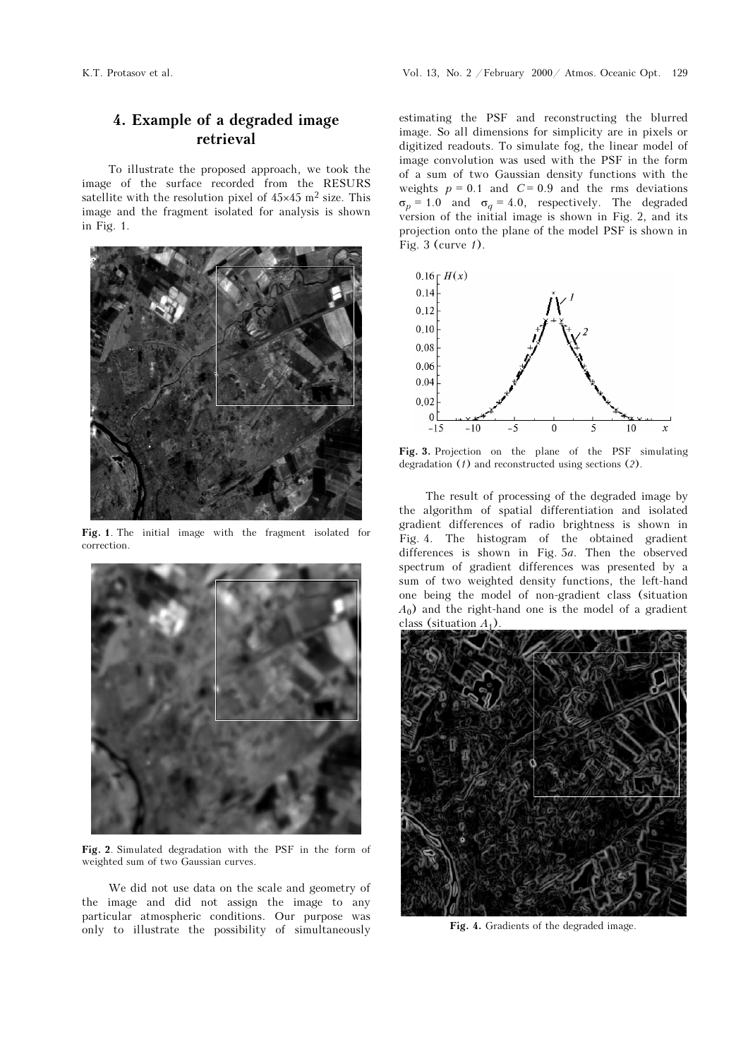## 4. Example of a degraded image retrieval

To illustrate the proposed approach, we took the image of the surface recorded from the RESURS satellite with the resolution pixel of 45×45 $m^2$ size. This image and the fragment isolated for analysis is shown in Fig. 1.

**Fig. 1**. The initial image with the fragment isolated for correction.

**Fig. 2**. Simulated degradation with the PSF in the form of weighted sum of two Gaussian curves.

We did not use data on the scale and geometry of the image and did not assign the image to any particular atmospheric conditions. Our purpose was only to illustrate the possibility of simultaneously estimating the PSF and reconstructing the blurred image. So all dimensions for simplicity are in pixels or digitized readouts. To simulate fog, the linear model of image convolution was used with the PSF in the form of a sum of two Gaussian density functions with the weights $p = 0.1$ and $C = 0.9$ and the rms deviations $\sigma_p = 1.0$ and $\sigma_q = 4.0$, respectively. The degraded version of the initial image is shown in Fig. 2, and its projection onto the plane of the model PSF is shown in Fig. 3 (curve *1*).

**Fig. 3.** Projection on the plane of the PSF simulating degradation (*1*) and reconstructed using sections (*2*).

The result of processing of the degraded image by the algorithm of spatial differentiation and isolated gradient differences of radio brightness is shown in Fig. 4. The histogram of the obtained gradient differences is shown in Fig. 5*a*. Then the observed spectrum of gradient differences was presented by a sum of two weighted density functions, the left-hand one being the model of non-gradient class (situation $A_0$) and the right-hand one is the model of a gradient class (situation $A_1$).

**Fig. 4.** Gradients of the degraded image.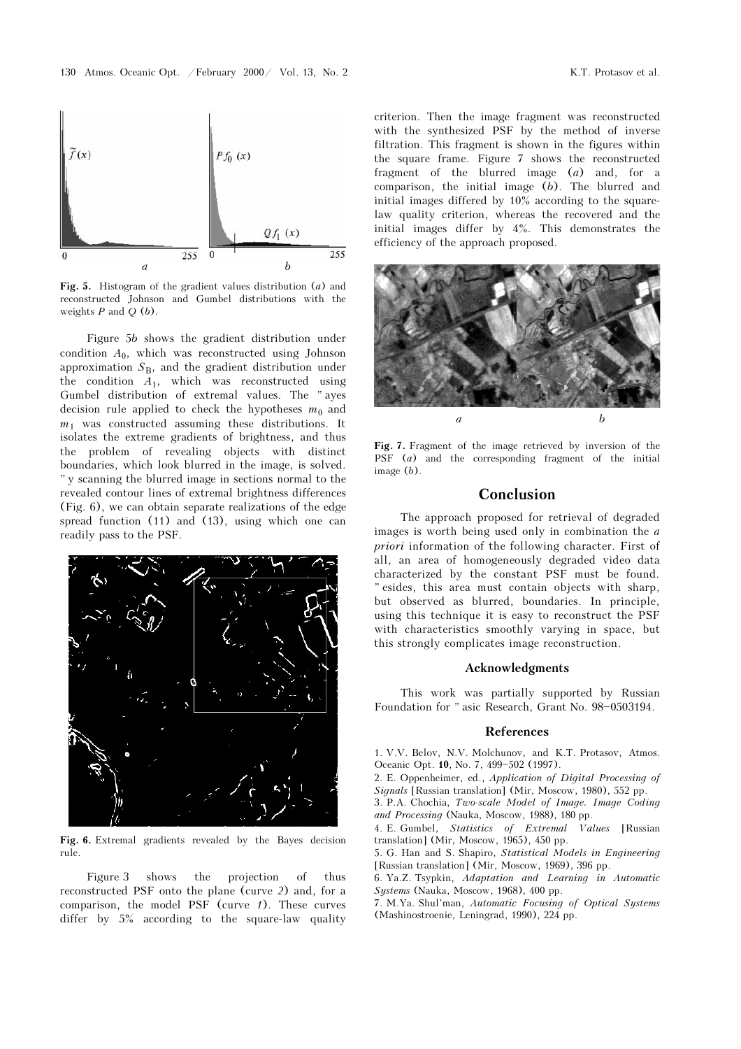$\tilde{f}(x)$

0

255

*a*

$Pf_0(x)$

$Qf_1(x)$

0

255

*b*

**Fig. 5.** Histogram of the gradient values distribution (*a*) and reconstructed Johnson and Gumbel distributions with the weights $P$ and $Q$ (*b*).

Figure 5*b* shows the gradient distribution under condition $A_0$, which was reconstructed using Johnson approximation $S_B$, and the gradient distribution under the condition $A_1$, which was reconstructed using Gumbel distribution of extremal values. The "ayes decision rule applied to check the hypotheses $m_0$ and $m_1$ was constructed assuming these distributions. It isolates the extreme gradients of brightness, and thus the problem of revealing objects with distinct boundaries, which look blurred in the image, is solved. "y scanning the blurred image in sections normal to the revealed contour lines of extremal brightness differences (Fig. 6), we can obtain separate realizations of the edge spread function (11) and (13), using which one can readily pass to the PSF.

**Fig. 6.** Extremal gradients revealed by the Bayes decision rule.

Figure 3 shows the projection of thus reconstructed PSF onto the plane (curve *2*) and, for a comparison, the model PSF (curve *1*). These curves differ by 5% according to the square-law quality criterion. Then the image fragment was reconstructed with the synthesized PSF by the method of inverse filtration. This fragment is shown in the figures within the square frame. Figure 7 shows the reconstructed fragment of the blurred image (*a*) and, for a comparison, the initial image (*b*). The blurred and initial images differed by 10% according to the square-law quality criterion, whereas the recovered and the initial images differ by 4%. This demonstrates the efficiency of the approach proposed.

*a*

*b*

**Fig. 7.** Fragment of the image retrieved by inversion of the PSF (*a*) and the corresponding fragment of the initial image (*b*).

## Conclusion

The approach proposed for retrieval of degraded images is worth being used only in combination the *a priori* information of the following character. First of all, an area of homogeneously degraded video data characterized by the constant PSF must be found. "esides, this area must contain objects with sharp, but observed as blurred, boundaries. In principle, using this technique it is easy to reconstruct the PSF with characteristics smoothly varying in space, but this strongly complicates image reconstruction.

### Acknowledgments

This work was partially supported by Russian Foundation for "asic Research, Grant No. 98–0503194.

### References

1. V.V. Belov, N.V. Molchunov, and K.T. Protasov, Atmos. Oceanic Opt. **10**, No. 7, 499–502 (1997).
2. E. Oppenheimer, ed., *Application of Digital Processing of Signals* [Russian translation] (Mir, Moscow, 1980), 552 pp.
3. P.A. Chochia, *Two-scale Model of Image. Image Coding and Processing* (Nauka, Moscow, 1988), 180 pp.
4. E. Gumbel, *Statistics of Extremal Values* [Russian translation] (Mir, Moscow, 1965), 450 pp.
5. G. Han and S. Shapiro, *Statistical Models in Engineering* [Russian translation] (Mir, Moscow, 1969), 396 pp.
6. Ya.Z. Tsypkin, *Adaptation and Learning in Automatic Systems* (Nauka, Moscow, 1968), 400 pp.
7. M.Ya. Shul'man, *Automatic Focusing of Optical Systems* (Mashinostroenie, Leningrad, 1990), 224 pp.